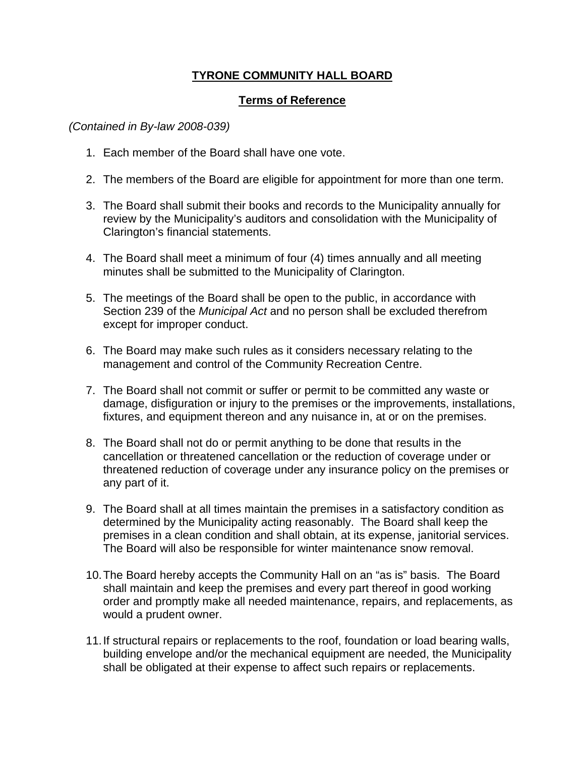# TYRONE COMMUNITY HALL BOARD

## Terms of Reference

*(Contained in By-law 2008-039)*

1. Each member of the Board shall have one vote.

2. The members of the Board are eligible for appointment for more than one term.

3. The Board shall submit their books and records to the Municipality annually for review by the Municipality's auditors and consolidation with the Municipality of Clarington's financial statements.

4. The Board shall meet a minimum of four (4) times annually and all meeting minutes shall be submitted to the Municipality of Clarington.

5. The meetings of the Board shall be open to the public, in accordance with Section 239 of the *Municipal Act* and no person shall be excluded therefrom except for improper conduct.

6. The Board may make such rules as it considers necessary relating to the management and control of the Community Recreation Centre.

7. The Board shall not commit or suffer or permit to be committed any waste or damage, disfiguration or injury to the premises or the improvements, installations, fixtures, and equipment thereon and any nuisance in, at or on the premises.

8. The Board shall not do or permit anything to be done that results in the cancellation or threatened cancellation or the reduction of coverage under or threatened reduction of coverage under any insurance policy on the premises or any part of it.

9. The Board shall at all times maintain the premises in a satisfactory condition as determined by the Municipality acting reasonably. The Board shall keep the premises in a clean condition and shall obtain, at its expense, janitorial services. The Board will also be responsible for winter maintenance snow removal.

10. The Board hereby accepts the Community Hall on an "as is" basis. The Board shall maintain and keep the premises and every part thereof in good working order and promptly make all needed maintenance, repairs, and replacements, as would a prudent owner.

11. If structural repairs or replacements to the roof, foundation or load bearing walls, building envelope and/or the mechanical equipment are needed, the Municipality shall be obligated at their expense to affect such repairs or replacements.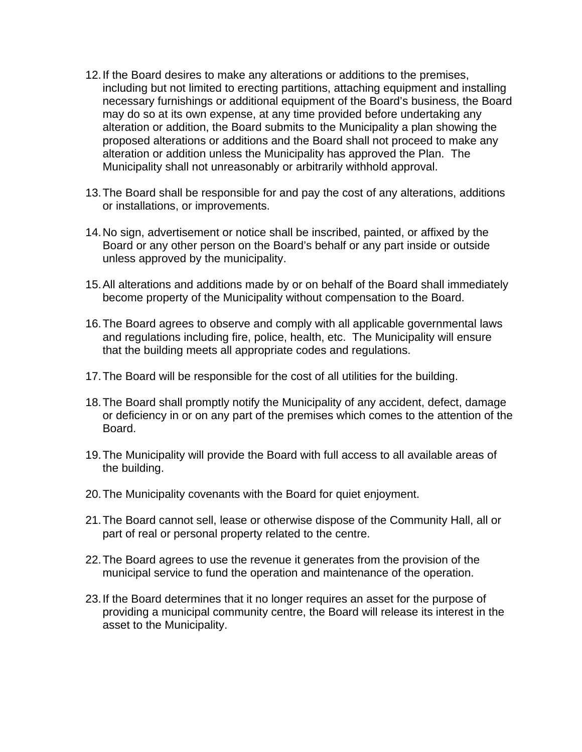12. If the Board desires to make any alterations or additions to the premises, including but not limited to erecting partitions, attaching equipment and installing necessary furnishings or additional equipment of the Board's business, the Board may do so at its own expense, at any time provided before undertaking any alteration or addition, the Board submits to the Municipality a plan showing the proposed alterations or additions and the Board shall not proceed to make any alteration or addition unless the Municipality has approved the Plan. The Municipality shall not unreasonably or arbitrarily withhold approval.

13. The Board shall be responsible for and pay the cost of any alterations, additions or installations, or improvements.

14. No sign, advertisement or notice shall be inscribed, painted, or affixed by the Board or any other person on the Board's behalf or any part inside or outside unless approved by the municipality.

15. All alterations and additions made by or on behalf of the Board shall immediately become property of the Municipality without compensation to the Board.

16. The Board agrees to observe and comply with all applicable governmental laws and regulations including fire, police, health, etc. The Municipality will ensure that the building meets all appropriate codes and regulations.

17. The Board will be responsible for the cost of all utilities for the building.

18. The Board shall promptly notify the Municipality of any accident, defect, damage or deficiency in or on any part of the premises which comes to the attention of the Board.

19. The Municipality will provide the Board with full access to all available areas of the building.

20. The Municipality covenants with the Board for quiet enjoyment.

21. The Board cannot sell, lease or otherwise dispose of the Community Hall, all or part of real or personal property related to the centre.

22. The Board agrees to use the revenue it generates from the provision of the municipal service to fund the operation and maintenance of the operation.

23. If the Board determines that it no longer requires an asset for the purpose of providing a municipal community centre, the Board will release its interest in the asset to the Municipality.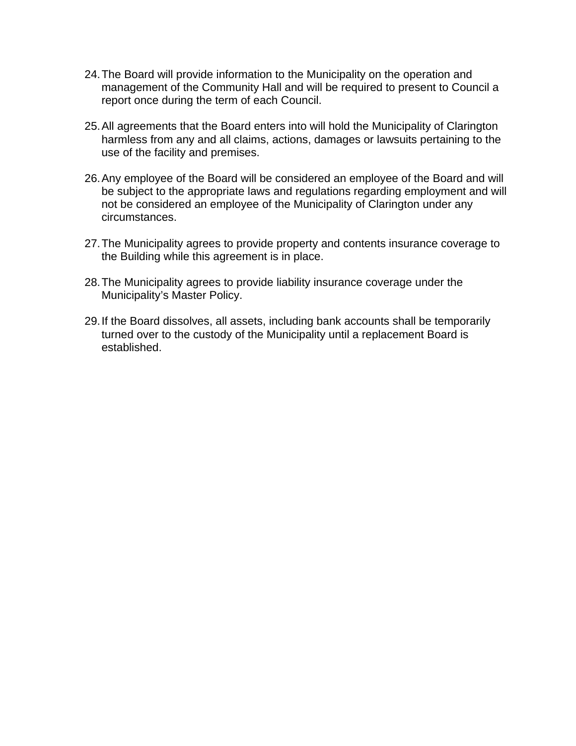24. The Board will provide information to the Municipality on the operation and management of the Community Hall and will be required to present to Council a report once during the term of each Council.

25. All agreements that the Board enters into will hold the Municipality of Clarington harmless from any and all claims, actions, damages or lawsuits pertaining to the use of the facility and premises.

26. Any employee of the Board will be considered an employee of the Board and will be subject to the appropriate laws and regulations regarding employment and will not be considered an employee of the Municipality of Clarington under any circumstances.

27. The Municipality agrees to provide property and contents insurance coverage to the Building while this agreement is in place.

28. The Municipality agrees to provide liability insurance coverage under the Municipality's Master Policy.

29. If the Board dissolves, all assets, including bank accounts shall be temporarily turned over to the custody of the Municipality until a replacement Board is established.